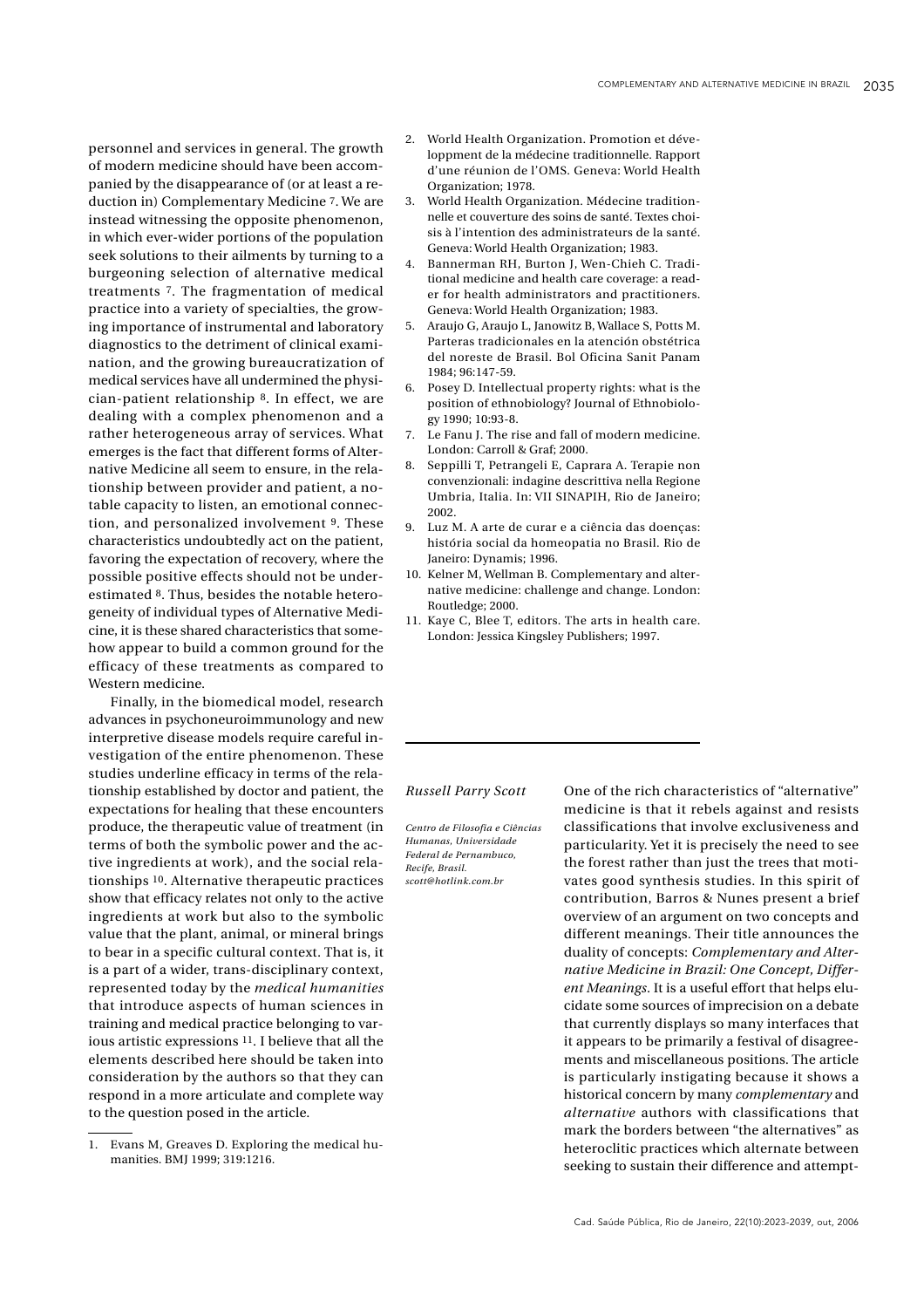personnel and services in general. The growth of modern medicine should have been accompanied by the disappearance of (or at least a reduction in) Complementary Medicine [7]. We are instead witnessing the opposite phenomenon, in which ever-wider portions of the population seek solutions to their ailments by turning to a burgeoning selection of alternative medical treatments [7]. The fragmentation of medical practice into a variety of specialties, the growing importance of instrumental and laboratory diagnostics to the detriment of clinical examination, and the growing bureaucratization of medical services have all undermined the physician-patient relationship [8]. In effect, we are dealing with a complex phenomenon and a rather heterogeneous array of services. What emerges is the fact that different forms of Alternative Medicine all seem to ensure, in the relationship between provider and patient, a notable capacity to listen, an emotional connection, and personalized involvement [9]. These characteristics undoubtedly act on the patient, favoring the expectation of recovery, where the possible positive effects should not be underestimated [8]. Thus, besides the notable heterogeneity of individual types of Alternative Medicine, it is these shared characteristics that somehow appear to build a common ground for the efficacy of these treatments as compared to Western medicine.

Finally, in the biomedical model, research advances in psychoneuroimmunology and new interpretive disease models require careful investigation of the entire phenomenon. These studies underline efficacy in terms of the relationship established by doctor and patient, the expectations for healing that these encounters produce, the therapeutic value of treatment (in terms of both the symbolic power and the active ingredients at work), and the social relationships [10]. Alternative therapeutic practices show that efficacy relates not only to the active ingredients at work but also to the symbolic value that the plant, animal, or mineral brings to bear in a specific cultural context. That is, it is a part of a wider, trans-disciplinary context, represented today by the *medical humanities* that introduce aspects of human sciences in training and medical practice belonging to various artistic expressions [11]. I believe that all the elements described here should be taken into consideration by the authors so that they can respond in a more articulate and complete way to the question posed in the article.

1. Evans M, Greaves D. Exploring the medical humanities. BMJ 1999; 319:1216.
2. World Health Organization. Promotion et développment de la médecine traditionnelle. Rapport d'une réunion de l'OMS. Geneva: World Health Organization; 1978.
3. World Health Organization. Médecine traditionnelle et couverture des soins de santé. Textes choisis à l'intention des administrateurs de la santé. Geneva: World Health Organization; 1983.
4. Bannerman RH, Burton J, Wen-Chieh C. Traditional medicine and health care coverage: a reader for health administrators and practitioners. Geneva: World Health Organization; 1983.
5. Araujo G, Araujo L, Janowitz B, Wallace S, Potts M. Parteras tradicionales en la atención obstétrica del noreste de Brasil. Bol Oficina Sanit Panam 1984; 96:147-59.
6. Posey D. Intellectual property rights: what is the position of ethnobiology? Journal of Ethnobiology 1990; 10:93-8.
7. Le Fanu J. The rise and fall of modern medicine. London: Carroll & Graf; 2000.
8. Seppilli T, Petrangeli E, Caprara A. Terapie non convenzionali: indagine descrittiva nella Regione Umbria, Italia. In: VII SINAPIH, Rio de Janeiro; 2002.
9. Luz M. A arte de curar e a ciência das doenças: história social da homeopatia no Brasil. Rio de Janeiro: Dynamis; 1996.
10. Kelner M, Wellman B. Complementary and alternative medicine: challenge and change. London: Routledge; 2000.
11. Kaye C, Blee T, editors. The arts in health care. London: Jessica Kingsley Publishers; 1997.

---

*Russell Parry Scott*

*Centro de Filosofia e Ciências Humanas, Universidade Federal de Pernambuco, Recife, Brasil.*
*scott@hotlink.com.br*

One of the rich characteristics of "alternative" medicine is that it rebels against and resists classifications that involve exclusiveness and particularity. Yet it is precisely the need to see the forest rather than just the trees that motivates good synthesis studies. In this spirit of contribution, Barros & Nunes present a brief overview of an argument on two concepts and different meanings. Their title announces the duality of concepts: *Complementary and Alternative Medicine in Brazil: One Concept, Different Meanings*. It is a useful effort that helps elucidate some sources of imprecision on a debate that currently displays so many interfaces that it appears to be primarily a festival of disagreements and miscellaneous positions. The article is particularly instigating because it shows a historical concern by many *complementary* and *alternative* authors with classifications that mark the borders between "the alternatives" as heteroclitic practices which alternate between seeking to sustain their difference and attempt-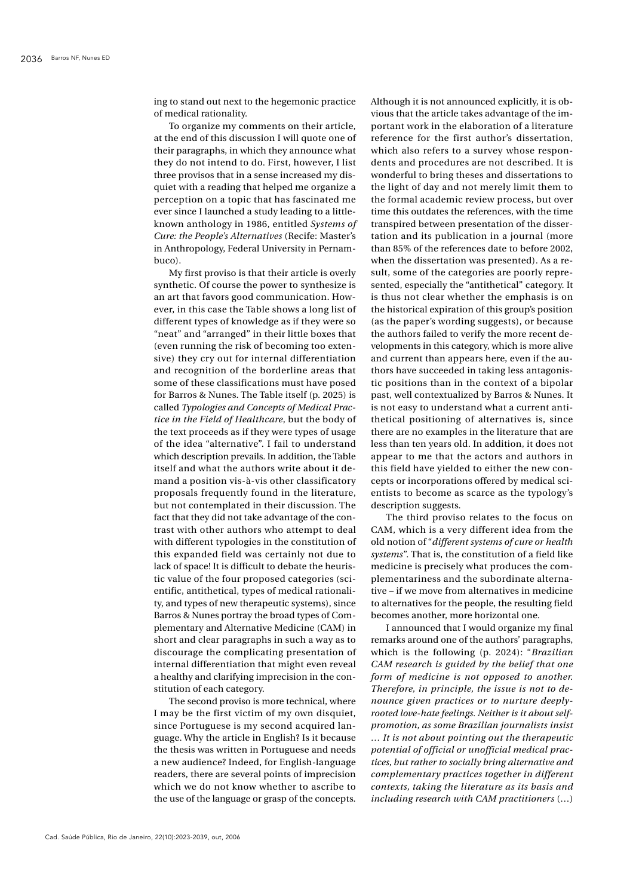ing to stand out next to the hegemonic practice of medical rationality.

To organize my comments on their article, at the end of this discussion I will quote one of their paragraphs, in which they announce what they do not intend to do. First, however, I list three provisos that in a sense increased my disquiet with a reading that helped me organize a perception on a topic that has fascinated me ever since I launched a study leading to a little-known anthology in 1986, entitled *Systems of Cure: the People's Alternatives* (Recife: Master's in Anthropology, Federal University in Pernambuco).

My first proviso is that their article is overly synthetic. Of course the power to synthesize is an art that favors good communication. However, in this case the Table shows a long list of different types of knowledge as if they were so "neat" and "arranged" in their little boxes that (even running the risk of becoming too extensive) they cry out for internal differentiation and recognition of the borderline areas that some of these classifications must have posed for Barros & Nunes. The Table itself (p. 2025) is called *Typologies and Concepts of Medical Practice in the Field of Healthcare*, but the body of the text proceeds as if they were types of usage of the idea "alternative". I fail to understand which description prevails. In addition, the Table itself and what the authors write about it demand a position vis-à-vis other classificatory proposals frequently found in the literature, but not contemplated in their discussion. The fact that they did not take advantage of the contrast with other authors who attempt to deal with different typologies in the constitution of this expanded field was certainly not due to lack of space! It is difficult to debate the heuristic value of the four proposed categories (scientific, antithetical, types of medical rationality, and types of new therapeutic systems), since Barros & Nunes portray the broad types of Complementary and Alternative Medicine (CAM) in short and clear paragraphs in such a way as to discourage the complicating presentation of internal differentiation that might even reveal a healthy and clarifying imprecision in the constitution of each category.

The second proviso is more technical, where I may be the first victim of my own disquiet, since Portuguese is my second acquired language. Why the article in English? Is it because the thesis was written in Portuguese and needs a new audience? Indeed, for English-language readers, there are several points of imprecision which we do not know whether to ascribe to the use of the language or grasp of the concepts. Although it is not announced explicitly, it is obvious that the article takes advantage of the important work in the elaboration of a literature reference for the first author's dissertation, which also refers to a survey whose respondents and procedures are not described. It is wonderful to bring theses and dissertations to the light of day and not merely limit them to the formal academic review process, but over time this outdates the references, with the time transpired between presentation of the dissertation and its publication in a journal (more than 85% of the references date to before 2002, when the dissertation was presented). As a result, some of the categories are poorly represented, especially the "antithetical" category. It is thus not clear whether the emphasis is on the historical expiration of this group's position (as the paper's wording suggests), or because the authors failed to verify the more recent developments in this category, which is more alive and current than appears here, even if the authors have succeeded in taking less antagonistic positions than in the context of a bipolar past, well contextualized by Barros & Nunes. It is not easy to understand what a current antithetical positioning of alternatives is, since there are no examples in the literature that are less than ten years old. In addition, it does not appear to me that the actors and authors in this field have yielded to either the new concepts or incorporations offered by medical scientists to become as scarce as the typology's description suggests.

The third proviso relates to the focus on CAM, which is a very different idea from the old notion of "*different systems of cure or health systems*". That is, the constitution of a field like medicine is precisely what produces the complementariness and the subordinate alternative – if we move from alternatives in medicine to alternatives for the people, the resulting field becomes another, more horizontal one.

I announced that I would organize my final remarks around one of the authors' paragraphs, which is the following (p. 2024): "*Brazilian CAM research is guided by the belief that one form of medicine is not opposed to another. Therefore, in principle, the issue is not to denounce given practices or to nurture deeply-rooted love-hate feelings. Neither is it about self-promotion, as some Brazilian journalists insist … It is not about pointing out the therapeutic potential of official or unofficial medical practices, but rather to socially bring alternative and complementary practices together in different contexts, taking the literature as its basis and including research with CAM practitioners* (…)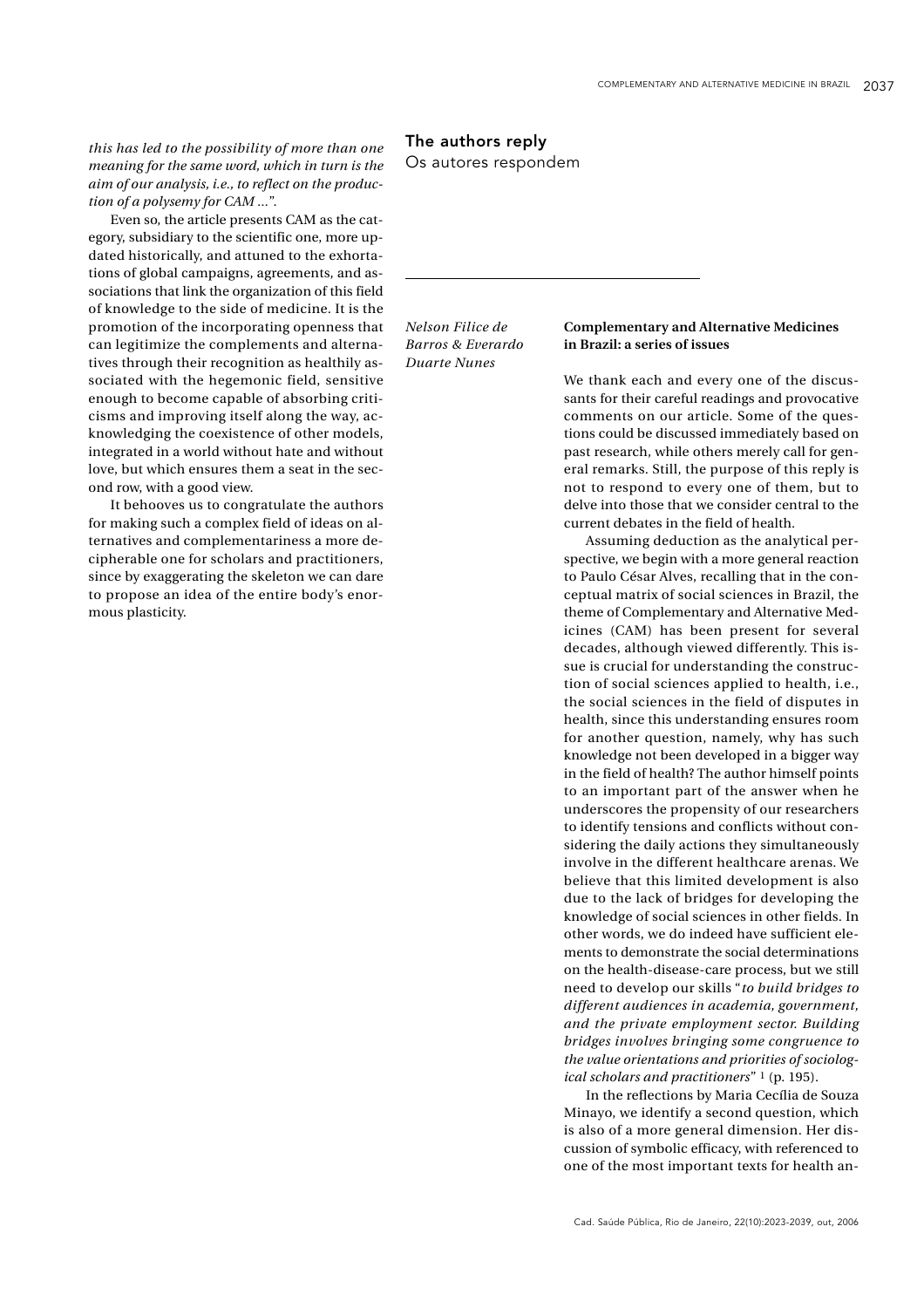*this has led to the possibility of more than one meaning for the same word, which in turn is the aim of our analysis, i.e., to reflect on the production of a polysemy for CAM ...".*

Even so, the article presents CAM as the category, subsidiary to the scientific one, more updated historically, and attuned to the exhortations of global campaigns, agreements, and associations that link the organization of this field of knowledge to the side of medicine. It is the promotion of the incorporating openness that can legitimize the complements and alternatives through their recognition as healthily associated with the hegemonic field, sensitive enough to become capable of absorbing criticisms and improving itself along the way, acknowledging the coexistence of other models, integrated in a world without hate and without love, but which ensures them a seat in the second row, with a good view.

It behooves us to congratulate the authors for making such a complex field of ideas on alternatives and complementariness a more decipherable one for scholars and practitioners, since by exaggerating the skeleton we can dare to propose an idea of the entire body's enormous plasticity.

## The authors reply

Os autores respondem

*Nelson Filice de Barros & Everardo Duarte Nunes*

**Complementary and Alternative Medicines in Brazil: a series of issues**

We thank each and every one of the discussants for their careful readings and provocative comments on our article. Some of the questions could be discussed immediately based on past research, while others merely call for general remarks. Still, the purpose of this reply is not to respond to every one of them, but to delve into those that we consider central to the current debates in the field of health.

Assuming deduction as the analytical perspective, we begin with a more general reaction to Paulo César Alves, recalling that in the conceptual matrix of social sciences in Brazil, the theme of Complementary and Alternative Medicines (CAM) has been present for several decades, although viewed differently. This issue is crucial for understanding the construction of social sciences applied to health, i.e., the social sciences in the field of disputes in health, since this understanding ensures room for another question, namely, why has such knowledge not been developed in a bigger way in the field of health? The author himself points to an important part of the answer when he underscores the propensity of our researchers to identify tensions and conflicts without considering the daily actions they simultaneously involve in the different healthcare arenas. We believe that this limited development is also due to the lack of bridges for developing the knowledge of social sciences in other fields. In other words, we do indeed have sufficient elements to demonstrate the social determinations on the health-disease-care process, but we still need to develop our skills "*to build bridges to different audiences in academia, government, and the private employment sector. Building bridges involves bringing some congruence to the value orientations and priorities of sociological scholars and practitioners*" [1] (p. 195).

In the reflections by Maria Cecília de Souza Minayo, we identify a second question, which is also of a more general dimension. Her discussion of symbolic efficacy, with referenced to one of the most important texts for health an-